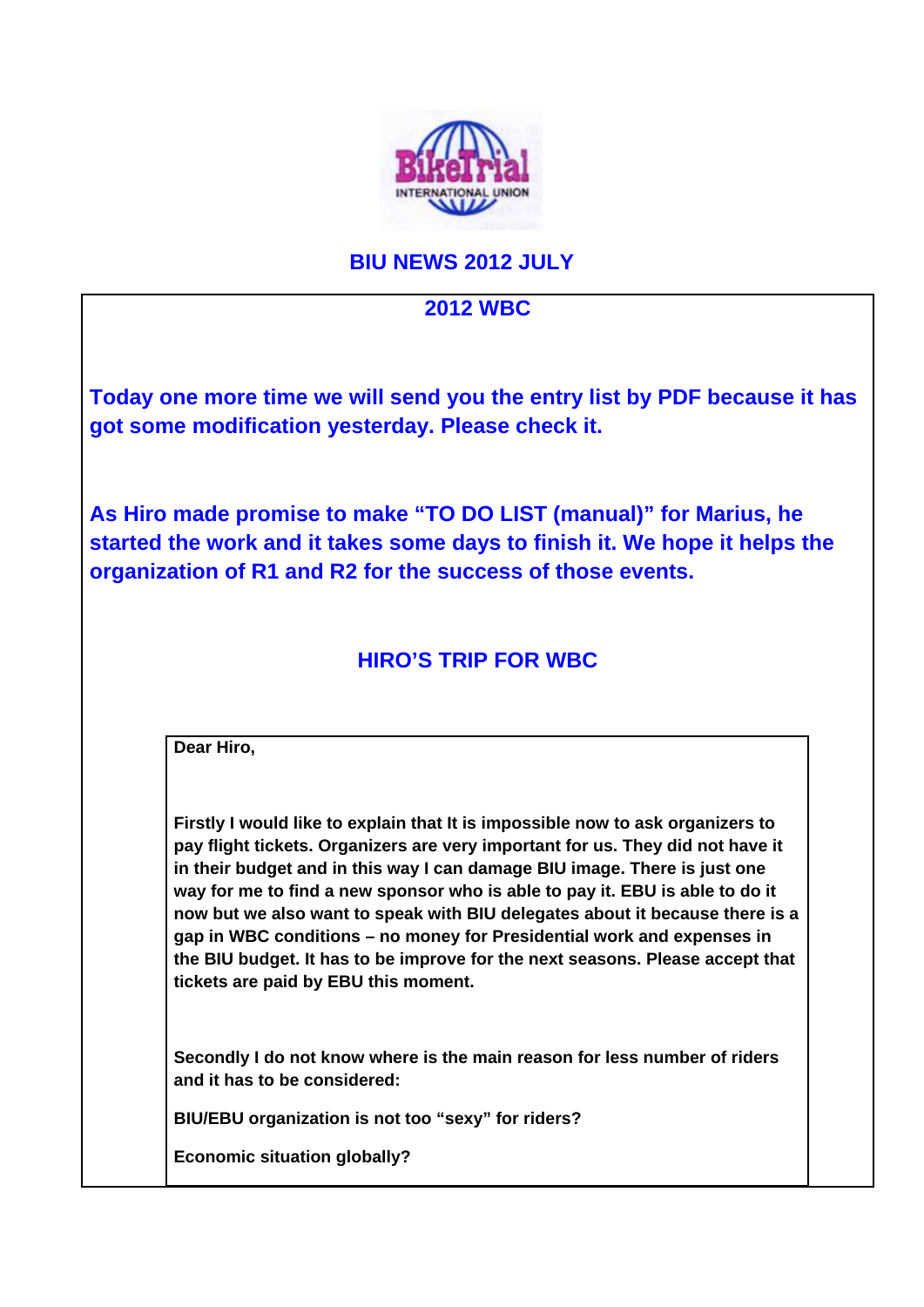# BIU NEWS 2012 JULY

## 2012 WBC

**Today one more time we will send you the entry list by PDF because it has got some modification yesterday. Please check it.**

**As Hiro made promise to make "TO DO LIST (manual)" for Marius, he started the work and it takes some days to finish it. We hope it helps the organization of R1 and R2 for the success of those events.**

## HIRO'S TRIP FOR WBC

**Dear Hiro,**

**Firstly I would like to explain that It is impossible now to ask organizers to pay flight tickets. Organizers are very important for us. They did not have it in their budget and in this way I can damage BIU image. There is just one way for me to find a new sponsor who is able to pay it. EBU is able to do it now but we also want to speak with BIU delegates about it because there is a gap in WBC conditions – no money for Presidential work and expenses in the BIU budget. It has to be improve for the next seasons. Please accept that tickets are paid by EBU this moment.**

**Secondly I do not know where is the main reason for less number of riders and it has to be considered:**

**BIU/EBU organization is not too "sexy" for riders?**

**Economic situation globally?**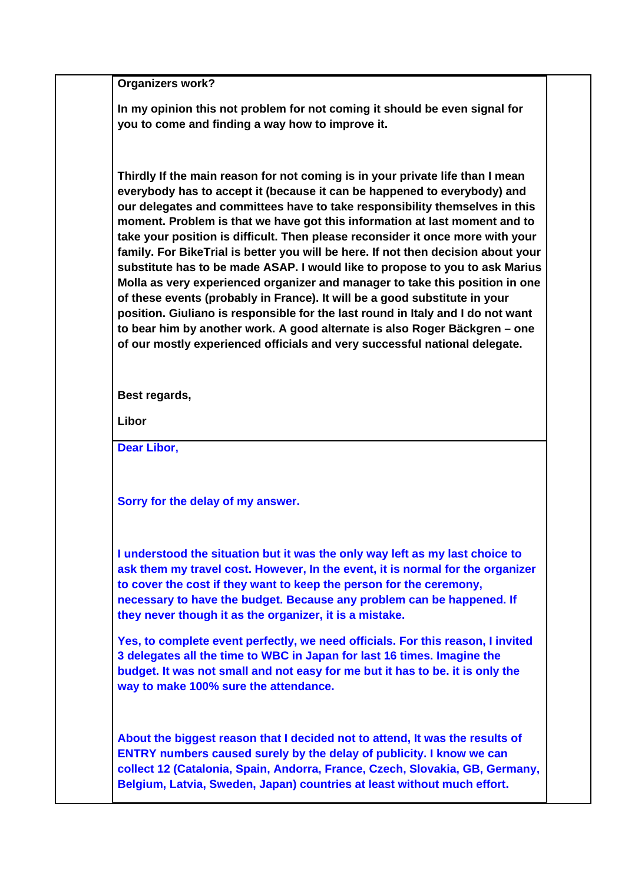**Organizers work?**

**In my opinion this not problem for not coming it should be even signal for you to come and finding a way how to improve it.**

**Thirdly If the main reason for not coming is in your private life than I mean everybody has to accept it (because it can be happened to everybody) and our delegates and committees have to take responsibility themselves in this moment. Problem is that we have got this information at last moment and to take your position is difficult. Then please reconsider it once more with your family. For BikeTrial is better you will be here. If not then decision about your substitute has to be made ASAP. I would like to propose to you to ask Marius Molla as very experienced organizer and manager to take this position in one of these events (probably in France). It will be a good substitute in your position. Giuliano is responsible for the last round in Italy and I do not want to bear him by another work. A good alternate is also Roger Bäckgren – one of our mostly experienced officials and very successful national delegate.**

**Best regards,**

**Libor**

**Dear Libor,**

**Sorry for the delay of my answer.**

**I understood the situation but it was the only way left as my last choice to ask them my travel cost. However, In the event, it is normal for the organizer to cover the cost if they want to keep the person for the ceremony, necessary to have the budget. Because any problem can be happened. If they never though it as the organizer, it is a mistake.**

**Yes, to complete event perfectly, we need officials. For this reason, I invited 3 delegates all the time to WBC in Japan for last 16 times. Imagine the budget. It was not small and not easy for me but it has to be. it is only the way to make 100% sure the attendance.**

**About the biggest reason that I decided not to attend, It was the results of ENTRY numbers caused surely by the delay of publicity. I know we can collect 12 (Catalonia, Spain, Andorra, France, Czech, Slovakia, GB, Germany, Belgium, Latvia, Sweden, Japan) countries at least without much effort.**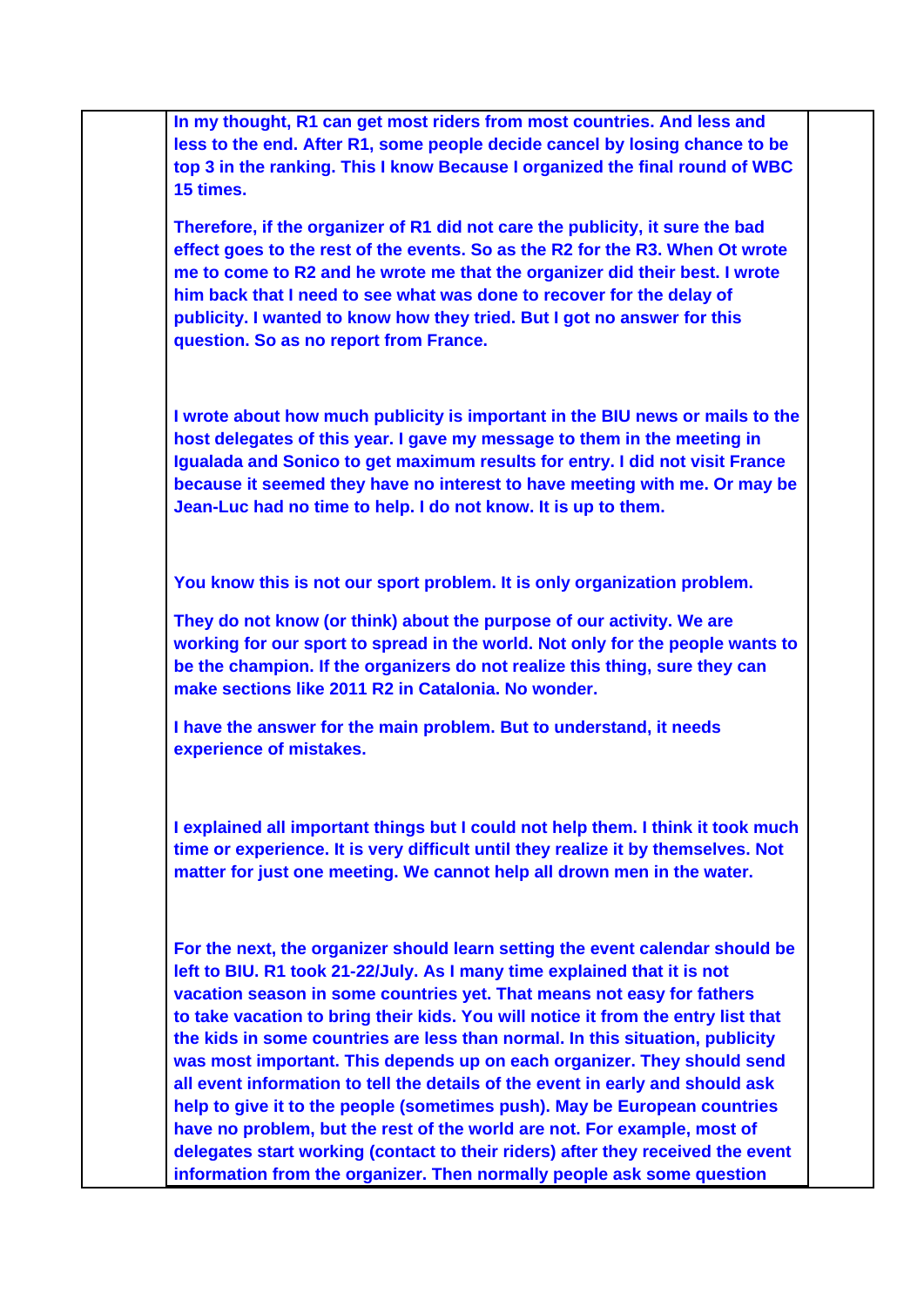**In my thought, R1 can get most riders from most countries. And less and less to the end. After R1, some people decide cancel by losing chance to be top 3 in the ranking. This I know Because I organized the final round of WBC 15 times.**

**Therefore, if the organizer of R1 did not care the publicity, it sure the bad effect goes to the rest of the events. So as the R2 for the R3. When Ot wrote me to come to R2 and he wrote me that the organizer did their best. I wrote him back that I need to see what was done to recover for the delay of publicity. I wanted to know how they tried. But I got no answer for this question. So as no report from France.**

**I wrote about how much publicity is important in the BIU news or mails to the host delegates of this year. I gave my message to them in the meeting in Igualada and Sonico to get maximum results for entry. I did not visit France because it seemed they have no interest to have meeting with me. Or may be Jean-Luc had no time to help. I do not know. It is up to them.**

**You know this is not our sport problem. It is only organization problem.**

**They do not know (or think) about the purpose of our activity. We are working for our sport to spread in the world. Not only for the people wants to be the champion. If the organizers do not realize this thing, sure they can make sections like 2011 R2 in Catalonia. No wonder.**

**I have the answer for the main problem. But to understand, it needs experience of mistakes.**

**I explained all important things but I could not help them. I think it took much time or experience. It is very difficult until they realize it by themselves. Not matter for just one meeting. We cannot help all drown men in the water.**

**For the next, the organizer should learn setting the event calendar should be left to BIU. R1 took 21-22/July. As I many time explained that it is not vacation season in some countries yet. That means not easy for fathers to take vacation to bring their kids. You will notice it from the entry list that the kids in some countries are less than normal. In this situation, publicity was most important. This depends up on each organizer. They should send all event information to tell the details of the event in early and should ask help to give it to the people (sometimes push). May be European countries have no problem, but the rest of the world are not. For example, most of delegates start working (contact to their riders) after they received the event information from the organizer. Then normally people ask some question**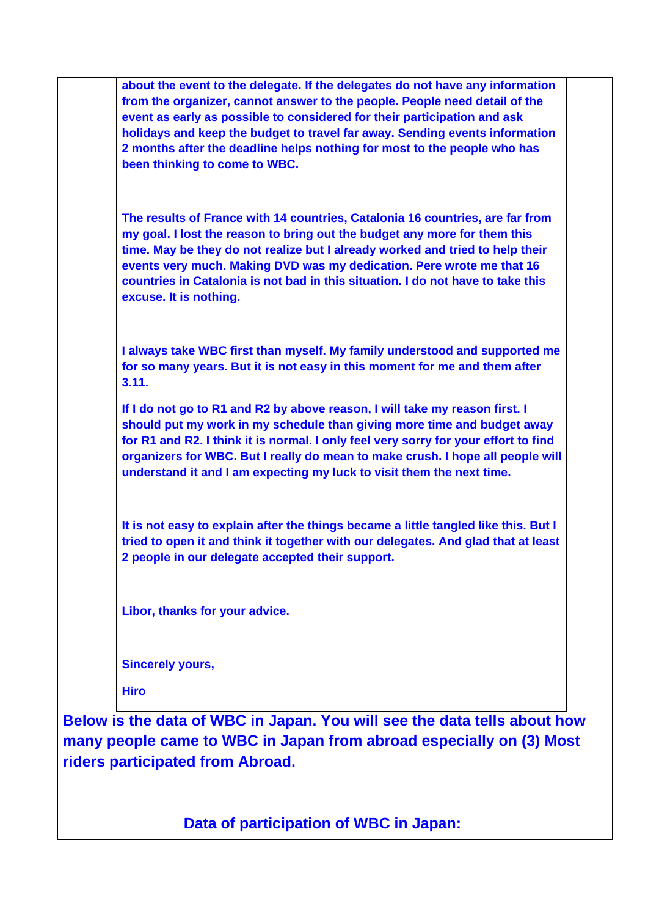**about the event to the delegate. If the delegates do not have any information from the organizer, cannot answer to the people. People need detail of the event as early as possible to considered for their participation and ask holidays and keep the budget to travel far away. Sending events information 2 months after the deadline helps nothing for most to the people who has been thinking to come to WBC.**

**The results of France with 14 countries, Catalonia 16 countries, are far from my goal. I lost the reason to bring out the budget any more for them this time. May be they do not realize but I already worked and tried to help their events very much. Making DVD was my dedication. Pere wrote me that 16 countries in Catalonia is not bad in this situation. I do not have to take this excuse. It is nothing.**

**I always take WBC first than myself. My family understood and supported me for so many years. But it is not easy in this moment for me and them after 3.11.**

**If I do not go to R1 and R2 by above reason, I will take my reason first. I should put my work in my schedule than giving more time and budget away for R1 and R2. I think it is normal. I only feel very sorry for your effort to find organizers for WBC. But I really do mean to make crush. I hope all people will understand it and I am expecting my luck to visit them the next time.**

**It is not easy to explain after the things became a little tangled like this. But I tried to open it and think it together with our delegates. And glad that at least 2 people in our delegate accepted their support.**

**Libor, thanks for your advice.**

**Sincerely yours,**

**Hiro**

**Below is the data of WBC in Japan. You will see the data tells about how many people came to WBC in Japan from abroad especially on (3) Most riders participated from Abroad.**

**Data of participation of WBC in Japan:**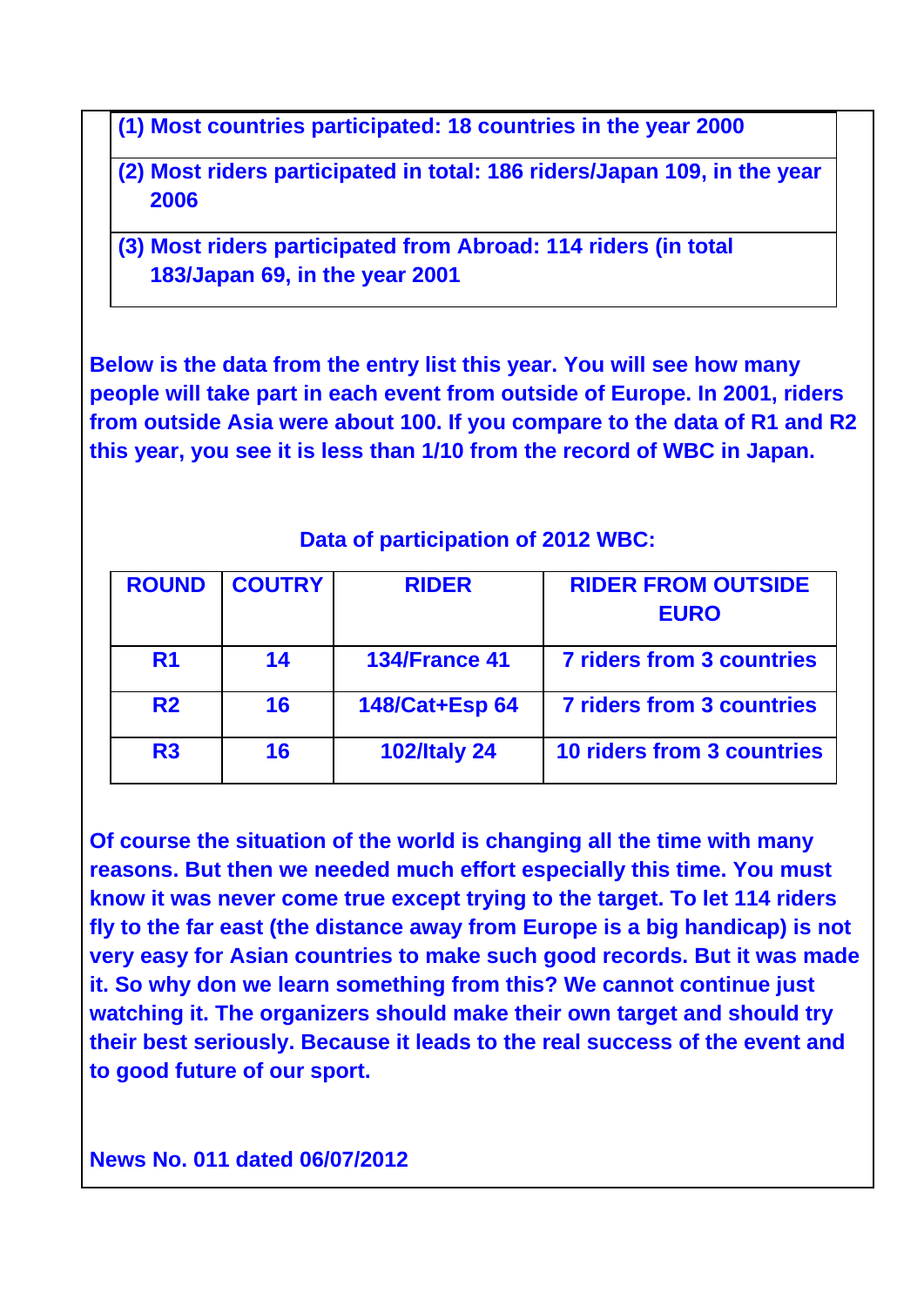**(1) Most countries participated: 18 countries in the year 2000**

**(2) Most riders participated in total: 186 riders/Japan 109, in the year 2006**

**(3) Most riders participated from Abroad: 114 riders (in total 183/Japan 69, in the year 2001**

**Below is the data from the entry list this year. You will see how many people will take part in each event from outside of Europe. In 2001, riders from outside Asia were about 100. If you compare to the data of R1 and R2 this year, you see it is less than 1/10 from the record of WBC in Japan.**

**Data of participation of 2012 WBC:**

| ROUND | COUTRY | RIDER | RIDER FROM OUTSIDE EURO |
|---|---|---|---|
| R1 | 14 | 134/France 41 | 7 riders from 3 countries |
| R2 | 16 | 148/Cat+Esp 64 | 7 riders from 3 countries |
| R3 | 16 | 102/Italy 24 | 10 riders from 3 countries |

**Of course the situation of the world is changing all the time with many reasons. But then we needed much effort especially this time. You must know it was never come true except trying to the target. To let 114 riders fly to the far east (the distance away from Europe is a big handicap) is not very easy for Asian countries to make such good records. But it was made it. So why don we learn something from this? We cannot continue just watching it. The organizers should make their own target and should try their best seriously. Because it leads to the real success of the event and to good future of our sport.**

**News No. 011 dated 06/07/2012**